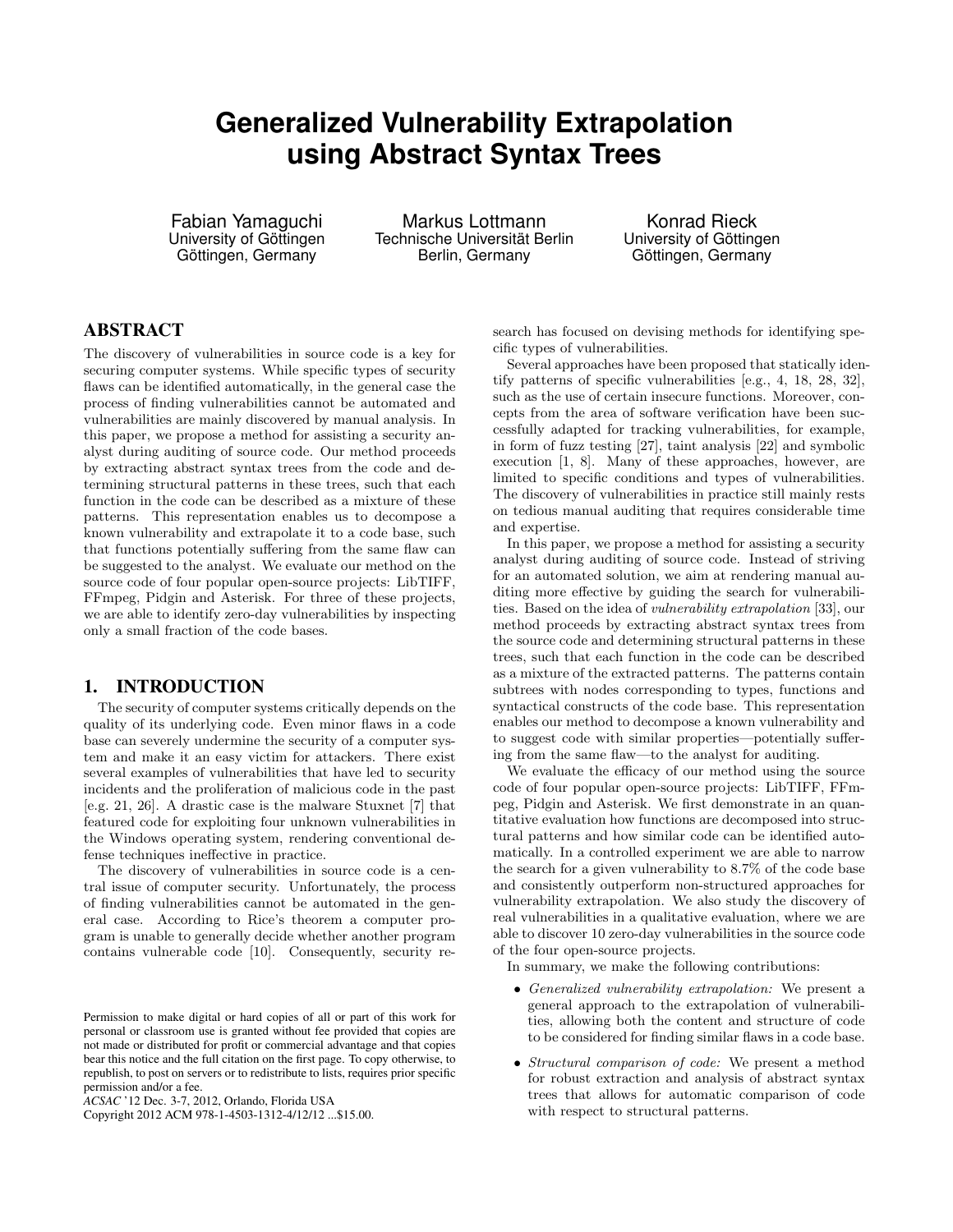# Generalized Vulnerability Extrapolation using Abstract Syntax Trees

Fabian Yamaguchi
University of Göttingen
Göttingen, Germany

Markus Lottmann
Technische Universität Berlin
Berlin, Germany

Konrad Rieck
University of Göttingen
Göttingen, Germany

## ABSTRACT

The discovery of vulnerabilities in source code is a key for securing computer systems. While specific types of security flaws can be identified automatically, in the general case the process of finding vulnerabilities cannot be automated and vulnerabilities are mainly discovered by manual analysis. In this paper, we propose a method for assisting a security analyst during auditing of source code. Our method proceeds by extracting abstract syntax trees from the code and determining structural patterns in these trees, such that each function in the code can be described as a mixture of these patterns. This representation enables us to decompose a known vulnerability and extrapolate it to a code base, such that functions potentially suffering from the same flaw can be suggested to the analyst. We evaluate our method on the source code of four popular open-source projects: LibTIFF, FFmpeg, Pidgin and Asterisk. For three of these projects, we are able to identify zero-day vulnerabilities by inspecting only a small fraction of the code bases.

## 1. INTRODUCTION

The security of computer systems critically depends on the quality of its underlying code. Even minor flaws in a code base can severely undermine the security of a computer system and make it an easy victim for attackers. There exist several examples of vulnerabilities that have led to security incidents and the proliferation of malicious code in the past [e.g. 21, 26]. A drastic case is the malware Stuxnet [7] that featured code for exploiting four unknown vulnerabilities in the Windows operating system, rendering conventional defense techniques ineffective in practice.

The discovery of vulnerabilities in source code is a central issue of computer security. Unfortunately, the process of finding vulnerabilities cannot be automated in the general case. According to Rice's theorem a computer program is unable to generally decide whether another program contains vulnerable code [10]. Consequently, security research has focused on devising methods for identifying specific types of vulnerabilities.

Several approaches have been proposed that statically identify patterns of specific vulnerabilities [e.g., 4, 18, 28, 32], such as the use of certain insecure functions. Moreover, concepts from the area of software verification have been successfully adapted for tracking vulnerabilities, for example, in form of fuzz testing [27], taint analysis [22] and symbolic execution [1, 8]. Many of these approaches, however, are limited to specific conditions and types of vulnerabilities. The discovery of vulnerabilities in practice still mainly rests on tedious manual auditing that requires considerable time and expertise.

In this paper, we propose a method for assisting a security analyst during auditing of source code. Instead of striving for an automated solution, we aim at rendering manual auditing more effective by guiding the search for vulnerabilities. Based on the idea of *vulnerability extrapolation* [33], our method proceeds by extracting abstract syntax trees from the source code and determining structural patterns in these trees, such that each function in the code can be described as a mixture of the extracted patterns. The patterns contain subtrees with nodes corresponding to types, functions and syntactical constructs of the code base. This representation enables our method to decompose a known vulnerability and to suggest code with similar properties—potentially suffering from the same flaw—to the analyst for auditing.

We evaluate the efficacy of our method using the source code of four popular open-source projects: LibTIFF, FFmpeg, Pidgin and Asterisk. We first demonstrate in an quantitative evaluation how functions are decomposed into structural patterns and how similar code can be identified automatically. In a controlled experiment we are able to narrow the search for a given vulnerability to 8.7% of the code base and consistently outperform non-structured approaches for vulnerability extrapolation. We also study the discovery of real vulnerabilities in a qualitative evaluation, where we are able to discover 10 zero-day vulnerabilities in the source code of the four open-source projects.

In summary, we make the following contributions:

- *Generalized vulnerability extrapolation:* We present a general approach to the extrapolation of vulnerabilities, allowing both the content and structure of code to be considered for finding similar flaws in a code base.
- *Structural comparison of code:* We present a method for robust extraction and analysis of abstract syntax trees that allows for automatic comparison of code with respect to structural patterns.

Permission to make digital or hard copies of all or part of this work for personal or classroom use is granted without fee provided that copies are not made or distributed for profit or commercial advantage and that copies bear this notice and the full citation on the first page. To copy otherwise, to republish, to post on servers or to redistribute to lists, requires prior specific permission and/or a fee.
*ACSAC* '12 Dec. 3-7, 2012, Orlando, Florida USA
Copyright 2012 ACM 978-1-4503-1312-4/12/12 ...$15.00.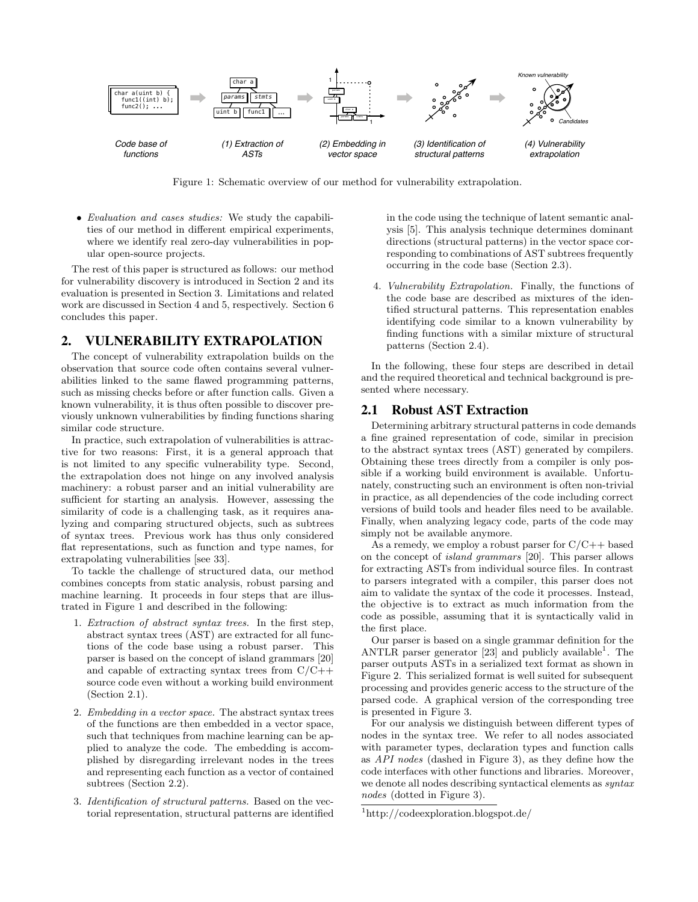Figure 1: Schematic overview of our method for vulnerability extrapolation.

- *Evaluation and cases studies:* We study the capabilities of our method in different empirical experiments, where we identify real zero-day vulnerabilities in popular open-source projects.

The rest of this paper is structured as follows: our method for vulnerability discovery is introduced in Section 2 and its evaluation is presented in Section 3. Limitations and related work are discussed in Section 4 and 5, respectively. Section 6 concludes this paper.

## 2. VULNERABILITY EXTRAPOLATION

The concept of vulnerability extrapolation builds on the observation that source code often contains several vulnerabilities linked to the same flawed programming patterns, such as missing checks before or after function calls. Given a known vulnerability, it is thus often possible to discover previously unknown vulnerabilities by finding functions sharing similar code structure.

In practice, such extrapolation of vulnerabilities is attractive for two reasons: First, it is a general approach that is not limited to any specific vulnerability type. Second, the extrapolation does not hinge on any involved analysis machinery: a robust parser and an initial vulnerability are sufficient for starting an analysis. However, assessing the similarity of code is a challenging task, as it requires analyzing and comparing structured objects, such as subtrees of syntax trees. Previous work has thus only considered flat representations, such as function and type names, for extrapolating vulnerabilities [see 33].

To tackle the challenge of structured data, our method combines concepts from static analysis, robust parsing and machine learning. It proceeds in four steps that are illustrated in Figure 1 and described in the following:

1. *Extraction of abstract syntax trees.* In the first step, abstract syntax trees (AST) are extracted for all functions of the code base using a robust parser. This parser is based on the concept of island grammars [20] and capable of extracting syntax trees from C/C++ source code even without a working build environment (Section 2.1).
2. *Embedding in a vector space.* The abstract syntax trees of the functions are then embedded in a vector space, such that techniques from machine learning can be applied to analyze the code. The embedding is accomplished by disregarding irrelevant nodes in the trees and representing each function as a vector of contained subtrees (Section 2.2).
3. *Identification of structural patterns.* Based on the vectorial representation, structural patterns are identified in the code using the technique of latent semantic analysis [5]. This analysis technique determines dominant directions (structural patterns) in the vector space corresponding to combinations of AST subtrees frequently occurring in the code base (Section 2.3).
4. *Vulnerability Extrapolation.* Finally, the functions of the code base are described as mixtures of the identified structural patterns. This representation enables identifying code similar to a known vulnerability by finding functions with a similar mixture of structural patterns (Section 2.4).

In the following, these four steps are described in detail and the required theoretical and technical background is presented where necessary.

### 2.1 Robust AST Extraction

Determining arbitrary structural patterns in code demands a fine grained representation of code, similar in precision to the abstract syntax trees (AST) generated by compilers. Obtaining these trees directly from a compiler is only possible if a working build environment is available. Unfortunately, constructing such an environment is often non-trivial in practice, as all dependencies of the code including correct versions of build tools and header files need to be available. Finally, when analyzing legacy code, parts of the code may simply not be available anymore.

As a remedy, we employ a robust parser for C/C++ based on the concept of *island grammars* [20]. This parser allows for extracting ASTs from individual source files. In contrast to parsers integrated with a compiler, this parser does not aim to validate the syntax of the code it processes. Instead, the objective is to extract as much information from the code as possible, assuming that it is syntactically valid in the first place.

Our parser is based on a single grammar definition for the ANTLR parser generator [23] and publicly available[1]. The parser outputs ASTs in a serialized text format as shown in Figure 2. This serialized format is well suited for subsequent processing and provides generic access to the structure of the parsed code. A graphical version of the corresponding tree is presented in Figure 3.

For our analysis we distinguish between different types of nodes in the syntax tree. We refer to all nodes associated with parameter types, declaration types and function calls as *API nodes* (dashed in Figure 3), as they define how the code interfaces with other functions and libraries. Moreover, we denote all nodes describing syntactical elements as *syntax nodes* (dotted in Figure 3).

[1] http://codeexploration.blogspot.de/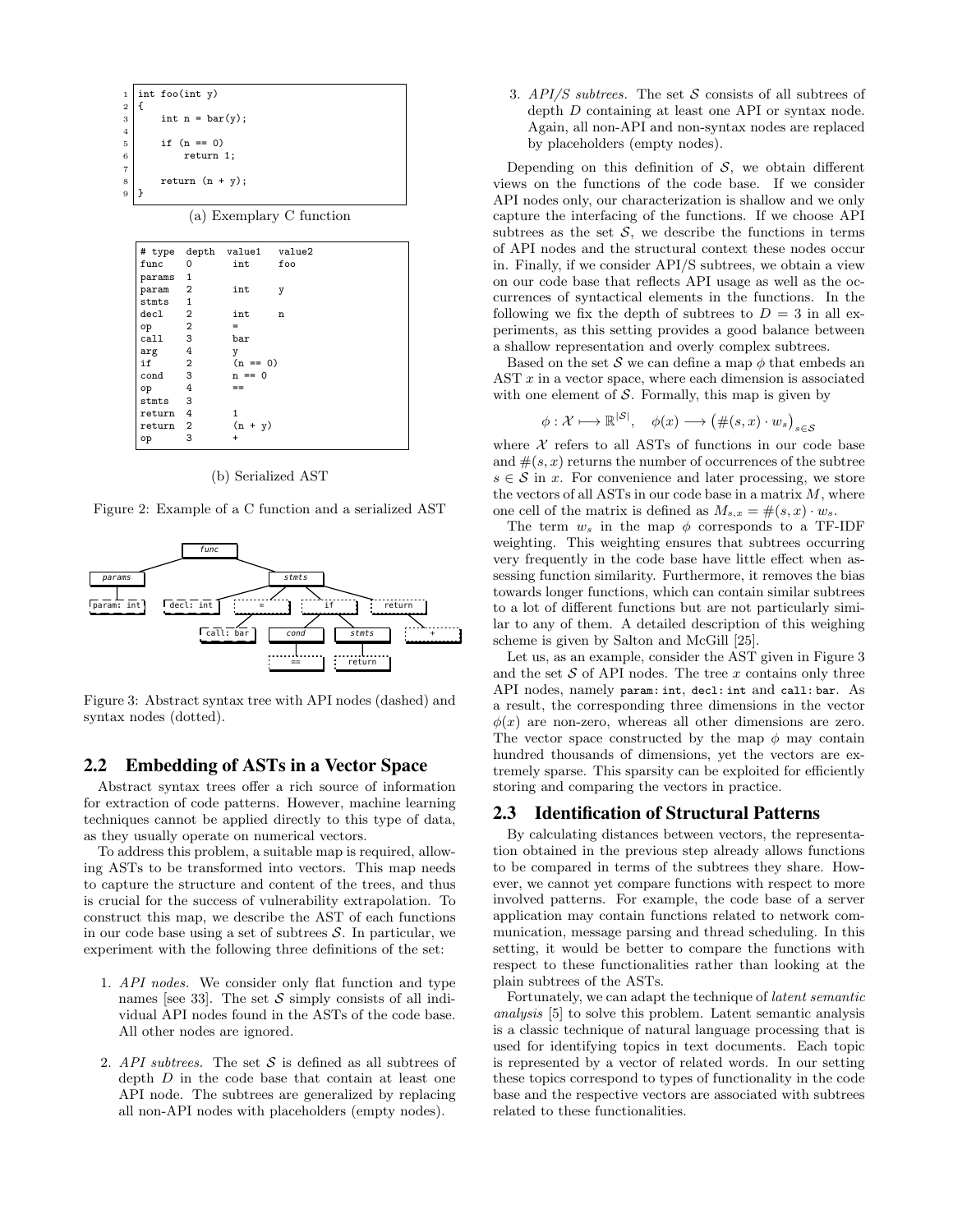```
1 int foo(int y)
2 {
3     int n = bar(y);
4
5     if (n == 0)
6         return 1;
7
8     return (n + y);
9 }
```

(a) Exemplary C function

```
# type  depth  value1   value2
func    0      int      foo
params  1
param   2      int      y
stmts   1
decl    2      int      n
op      2      =
call    3      bar
arg     4      y
if      2      (n == 0)
cond    3      n == 0
op      4      ==
stmts   3
return  4      1
return  2      (n + y)
op      3      +
```

(b) Serialized AST

Figure 2: Example of a C function and a serialized AST

Figure 3: Abstract syntax tree with API nodes (dashed) and syntax nodes (dotted).

## 2.2 Embedding of ASTs in a Vector Space

Abstract syntax trees offer a rich source of information for extraction of code patterns. However, machine learning techniques cannot be applied directly to this type of data, as they usually operate on numerical vectors.

To address this problem, a suitable map is required, allowing ASTs to be transformed into vectors. This map needs to capture the structure and content of the trees, and thus is crucial for the success of vulnerability extrapolation. To construct this map, we describe the AST of each functions in our code base using a set of subtrees $\mathcal{S}$. In particular, we experiment with the following three definitions of the set:

1. *API nodes.* We consider only flat function and type names [see 33]. The set $\mathcal{S}$ simply consists of all individual API nodes found in the ASTs of the code base. All other nodes are ignored.

2. *API subtrees.* The set $\mathcal{S}$ is defined as all subtrees of depth $D$ in the code base that contain at least one API node. The subtrees are generalized by replacing all non-API nodes with placeholders (empty nodes).

3. *API/S subtrees.* The set $\mathcal{S}$ consists of all subtrees of depth $D$ containing at least one API or syntax node. Again, all non-API and non-syntax nodes are replaced by placeholders (empty nodes).

Depending on this definition of $\mathcal{S}$, we obtain different views on the functions of the code base. If we consider API nodes only, our characterization is shallow and we only capture the interfacing of the functions. If we choose API subtrees as the set $\mathcal{S}$, we describe the functions in terms of API nodes and the structural context these nodes occur in. Finally, if we consider API/S subtrees, we obtain a view on our code base that reflects API usage as well as the occurrences of syntactical elements in the functions. In the following we fix the depth of subtrees to $D = 3$ in all experiments, as this setting provides a good balance between a shallow representation and overly complex subtrees.

Based on the set $\mathcal{S}$ we can define a map $\phi$ that embeds an AST $x$ in a vector space, where each dimension is associated with one element of $\mathcal{S}$. Formally, this map is given by

$$\phi : \mathcal{X} \longmapsto \mathbb{R}^{|\mathcal{S}|}, \quad \phi(x) \longrightarrow \big(\#(s,x) \cdot w_s\big)_{s \in \mathcal{S}}$$

where $\mathcal{X}$ refers to all ASTs of functions in our code base and $\#(s,x)$ returns the number of occurrences of the subtree $s \in \mathcal{S}$ in $x$. For convenience and later processing, we store the vectors of all ASTs in our code base in a matrix $M$, where one cell of the matrix is defined as $M_{s,x} = \#(s,x) \cdot w_s$.

The term $w_s$ in the map $\phi$ corresponds to a TF-IDF weighting. This weighting ensures that subtrees occurring very frequently in the code base have little effect when assessing function similarity. Furthermore, it removes the bias towards longer functions, which can contain similar subtrees to a lot of different functions but are not particularly similar to any of them. A detailed description of this weighing scheme is given by Salton and McGill [25].

Let us, as an example, consider the AST given in Figure 3 and the set $\mathcal{S}$ of API nodes. The tree $x$ contains only three API nodes, namely `param: int`, `decl: int` and `call: bar`. As a result, the corresponding three dimensions in the vector $\phi(x)$ are non-zero, whereas all other dimensions are zero. The vector space constructed by the map $\phi$ may contain hundred thousands of dimensions, yet the vectors are extremely sparse. This sparsity can be exploited for efficiently storing and comparing the vectors in practice.

## 2.3 Identification of Structural Patterns

By calculating distances between vectors, the representation obtained in the previous step already allows functions to be compared in terms of the subtrees they share. However, we cannot yet compare functions with respect to more involved patterns. For example, the code base of a server application may contain functions related to network communication, message parsing and thread scheduling. In this setting, it would be better to compare the functions with respect to these functionalities rather than looking at the plain subtrees of the ASTs.

Fortunately, we can adapt the technique of *latent semantic analysis* [5] to solve this problem. Latent semantic analysis is a classic technique of natural language processing that is used for identifying topics in text documents. Each topic is represented by a vector of related words. In our setting these topics correspond to types of functionality in the code base and the respective vectors are associated with subtrees related to these functionalities.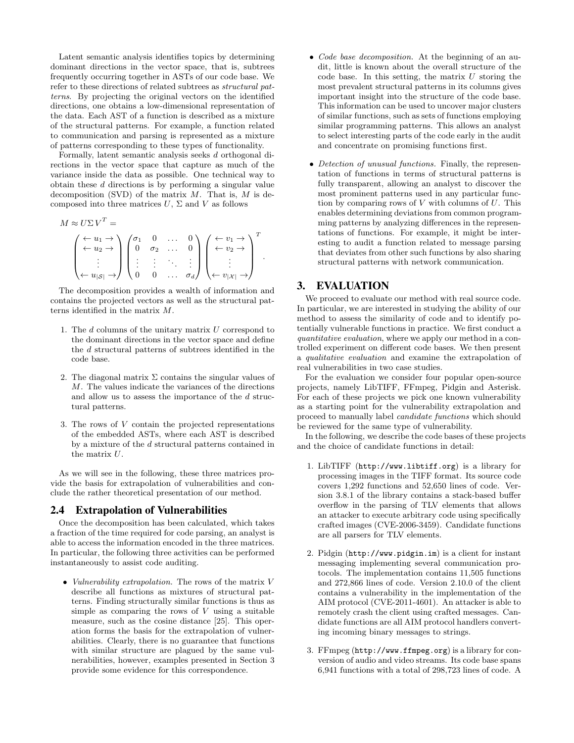Latent semantic analysis identifies topics by determining dominant directions in the vector space, that is, subtrees frequently occurring together in ASTs of our code base. We refer to these directions of related subtrees as *structural patterns*. By projecting the original vectors on the identified directions, one obtains a low-dimensional representation of the data. Each AST of a function is described as a mixture of the structural patterns. For example, a function related to communication and parsing is represented as a mixture of patterns corresponding to these types of functionality.

Formally, latent semantic analysis seeks $d$ orthogonal directions in the vector space that capture as much of the variance inside the data as possible. One technical way to obtain these $d$ directions is by performing a singular value decomposition (SVD) of the matrix $M$. That is, $M$ is decomposed into three matrices $U$, $\Sigma$ and $V$ as follows

$$M \approx U \Sigma V^T = \begin{pmatrix} \leftarrow u_1 \rightarrow \\ \leftarrow u_2 \rightarrow \\ \vdots \\ \leftarrow u_{|\mathcal{S}|} \rightarrow \end{pmatrix} \begin{pmatrix} \sigma_1 & 0 & \dots & 0 \\ 0 & \sigma_2 & \dots & 0 \\ \vdots & \vdots & \ddots & \vdots \\ 0 & 0 & \dots & \sigma_d \end{pmatrix} \begin{pmatrix} \leftarrow v_1 \rightarrow \\ \leftarrow v_2 \rightarrow \\ \vdots \\ \leftarrow v_{|\mathcal{X}|} \rightarrow \end{pmatrix}^T .$$

The decomposition provides a wealth of information and contains the projected vectors as well as the structural patterns identified in the matrix $M$.

1. The $d$ columns of the unitary matrix $U$ correspond to the dominant directions in the vector space and define the $d$ structural patterns of subtrees identified in the code base.
2. The diagonal matrix $\Sigma$ contains the singular values of $M$. The values indicate the variances of the directions and allow us to assess the importance of the $d$ structural patterns.
3. The rows of $V$ contain the projected representations of the embedded ASTs, where each AST is described by a mixture of the $d$ structural patterns contained in the matrix $U$.

As we will see in the following, these three matrices provide the basis for extrapolation of vulnerabilities and conclude the rather theoretical presentation of our method.

## 2.4 Extrapolation of Vulnerabilities

Once the decomposition has been calculated, which takes a fraction of the time required for code parsing, an analyst is able to access the information encoded in the three matrices. In particular, the following three activities can be performed instantaneously to assist code auditing.

- *Vulnerability extrapolation.* The rows of the matrix $V$ describe all functions as mixtures of structural patterns. Finding structurally similar functions is thus as simple as comparing the rows of $V$ using a suitable measure, such as the cosine distance [25]. This operation forms the basis for the extrapolation of vulnerabilities. Clearly, there is no guarantee that functions with similar structure are plagued by the same vulnerabilities, however, examples presented in Section 3 provide some evidence for this correspondence.
- *Code base decomposition.* At the beginning of an audit, little is known about the overall structure of the code base. In this setting, the matrix $U$ storing the most prevalent structural patterns in its columns gives important insight into the structure of the code base. This information can be used to uncover major clusters of similar functions, such as sets of functions employing similar programming patterns. This allows an analyst to select interesting parts of the code early in the audit and concentrate on promising functions first.
- *Detection of unusual functions.* Finally, the representation of functions in terms of structural patterns is fully transparent, allowing an analyst to discover the most prominent patterns used in any particular function by comparing rows of $V$ with columns of $U$. This enables determining deviations from common programming patterns by analyzing differences in the representations of functions. For example, it might be interesting to audit a function related to message parsing that deviates from other such functions by also sharing structural patterns with network communication.

# 3. EVALUATION

We proceed to evaluate our method with real source code. In particular, we are interested in studying the ability of our method to assess the similarity of code and to identify potentially vulnerable functions in practice. We first conduct a *quantitative evaluation*, where we apply our method in a controlled experiment on different code bases. We then present a *qualitative evaluation* and examine the extrapolation of real vulnerabilities in two case studies.

For the evaluation we consider four popular open-source projects, namely LibTIFF, FFmpeg, Pidgin and Asterisk. For each of these projects we pick one known vulnerability as a starting point for the vulnerability extrapolation and proceed to manually label *candidate functions* which should be reviewed for the same type of vulnerability.

In the following, we describe the code bases of these projects and the choice of candidate functions in detail:

1. LibTIFF (`http://www.libtiff.org`) is a library for processing images in the TIFF format. Its source code covers 1,292 functions and 52,650 lines of code. Version 3.8.1 of the library contains a stack-based buffer overflow in the parsing of TLV elements that allows an attacker to execute arbitrary code using specifically crafted images (CVE-2006-3459). Candidate functions are all parsers for TLV elements.
2. Pidgin (`http://www.pidgin.im`) is a client for instant messaging implementing several communication protocols. The implementation contains 11,505 functions and 272,866 lines of code. Version 2.10.0 of the client contains a vulnerability in the implementation of the AIM protocol (CVE-2011-4601). An attacker is able to remotely crash the client using crafted messages. Candidate functions are all AIM protocol handlers converting incoming binary messages to strings.
3. FFmpeg (`http://www.ffmpeg.org`) is a library for conversion of audio and video streams. Its code base spans 6,941 functions with a total of 298,723 lines of code. A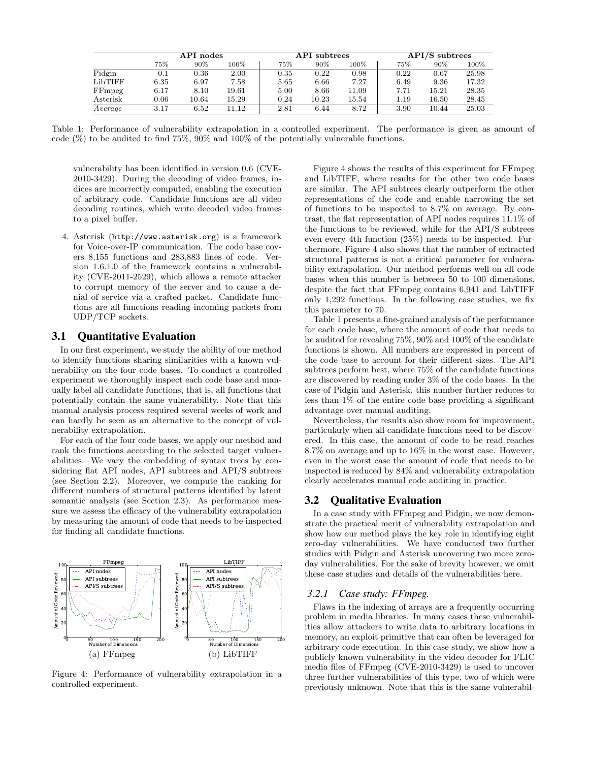| | API nodes | | | API subtrees | | | API/S subtrees | | |
|---|---|---|---|---|---|---|---|---|---|
| | 75% | 90% | 100% | 75% | 90% | 100% | 75% | 90% | 100% |
| Pidgin | 0.1 | 0.36 | 2.00 | 0.35 | 0.22 | 0.98 | 0.22 | 0.67 | 25.98 |
| LibTIFF | 6.35 | 6.97 | 7.58 | 5.65 | 6.66 | 7.27 | 6.49 | 9.36 | 17.32 |
| FFmpeg | 6.17 | 8.10 | 19.61 | 5.00 | 8.66 | 11.09 | 7.71 | 15.21 | 28.35 |
| Asterisk | 0.06 | 10.64 | 15.29 | 0.24 | 10.23 | 15.54 | 1.19 | 16.50 | 28.45 |
| *Average* | 3.17 | 6.52 | 11.12 | 2.81 | 6.44 | 8.72 | 3.90 | 10.44 | 25.03 |

Table 1: Performance of vulnerability extrapolation in a controlled experiment. The performance is given as amount of code (%) to be audited to find 75%, 90% and 100% of the potentially vulnerable functions.

vulnerability has been identified in version 0.6 (CVE-2010-3429). During the decoding of video frames, indices are incorrectly computed, enabling the execution of arbitrary code. Candidate functions are all video decoding routines, which write decoded video frames to a pixel buffer.

4. Asterisk (`http://www.asterisk.org`) is a framework for Voice-over-IP communication. The code base covers 8,155 functions and 283,883 lines of code. Version 1.6.1.0 of the framework contains a vulnerability (CVE-2011-2529), which allows a remote attacker to corrupt memory of the server and to cause a denial of service via a crafted packet. Candidate functions are all functions reading incoming packets from UDP/TCP sockets.

## 3.1 Quantitative Evaluation

In our first experiment, we study the ability of our method to identify functions sharing similarities with a known vulnerability on the four code bases. To conduct a controlled experiment we thoroughly inspect each code base and manually label all candidate functions, that is, all functions that potentially contain the same vulnerability. Note that this manual analysis process required several weeks of work and can hardly be seen as an alternative to the concept of vulnerability extrapolation.

For each of the four code bases, we apply our method and rank the functions according to the selected target vulnerabilities. We vary the embedding of syntax trees by considering flat API nodes, API subtrees and API/S subtrees (see Section 2.2). Moreover, we compute the ranking for different numbers of structural patterns identified by latent semantic analysis (see Section 2.3). As performance measure we assess the efficacy of the vulnerability extrapolation by measuring the amount of code that needs to be inspected for finding all candidate functions.

(a) FFmpeg (b) LibTIFF

Figure 4: Performance of vulnerability extrapolation in a controlled experiment.

Figure 4 shows the results of this experiment for FFmpeg and LibTIFF, where results for the other two code bases are similar. The API subtrees clearly outperform the other representations of the code and enable narrowing the set of functions to be inspected to 8.7% on average. By contrast, the flat representation of API nodes requires 11.1% of the functions to be reviewed, while for the API/S subtrees even every 4th function (25%) needs to be inspected. Furthermore, Figure 4 also shows that the number of extracted structural patterns is not a critical parameter for vulnerability extrapolation. Our method performs well on all code bases when this number is between 50 to 100 dimensions, despite the fact that FFmpeg contains 6,941 and LibTIFF only 1,292 functions. In the following case studies, we fix this parameter to 70.

Table 1 presents a fine-grained analysis of the performance for each code base, where the amount of code that needs to be audited for revealing 75%, 90% and 100% of the candidate functions is shown. All numbers are expressed in percent of the code base to account for their different sizes. The API subtrees perform best, where 75% of the candidate functions are discovered by reading under 3% of the code bases. In the case of Pidgin and Asterisk, this number further reduces to less than 1% of the entire code base providing a significant advantage over manual auditing.

Nevertheless, the results also show room for improvement, particularly when all candidate functions need to be discovered. In this case, the amount of code to be read reaches 8.7% on average and up to 16% in the worst case. However, even in the worst case the amount of code that needs to be inspected is reduced by 84% and vulnerability extrapolation clearly accelerates manual code auditing in practice.

## 3.2 Qualitative Evaluation

In a case study with FFmpeg and Pidgin, we now demonstrate the practical merit of vulnerability extrapolation and show how our method plays the key role in identifying eight zero-day vulnerabilities. We have conducted two further studies with Pidgin and Asterisk uncovering two more zero-day vulnerabilities. For the sake of brevity however, we omit these case studies and details of the vulnerabilities here.

### 3.2.1 *Case study: FFmpeg.*

Flaws in the indexing of arrays are a frequently occurring problem in media libraries. In many cases these vulnerabilities allow attackers to write data to arbitrary locations in memory, an exploit primitive that can often be leveraged for arbitrary code execution. In this case study, we show how a publicly known vulnerability in the video decoder for FLIC media files of FFmpeg (CVE-2010-3429) is used to uncover three further vulnerabilities of this type, two of which were previously unknown. Note that this is the same vulnerabil-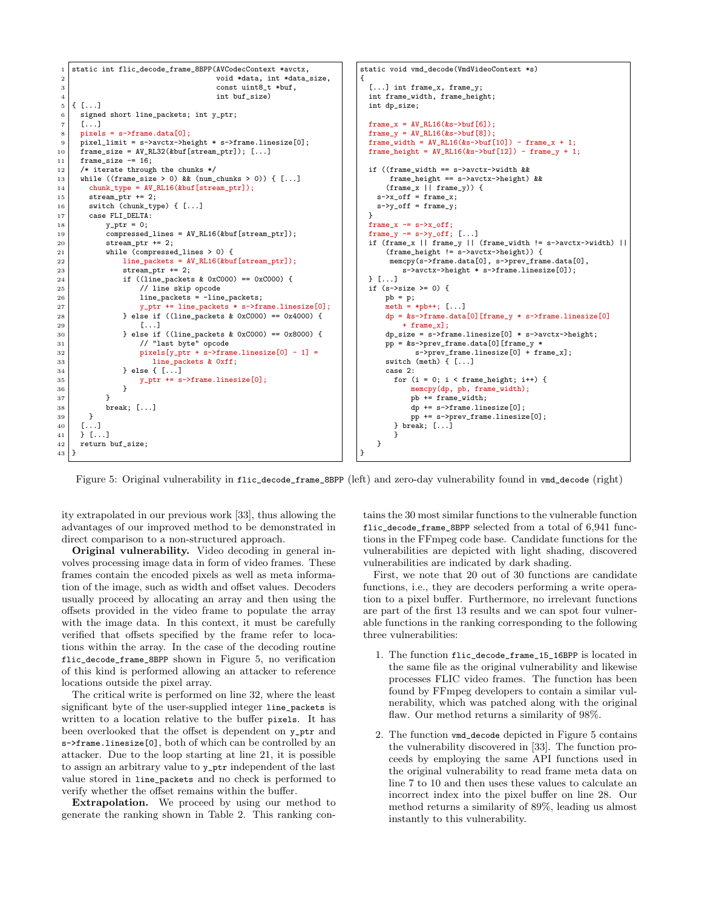```
static int flic_decode_frame_8BPP(AVCodecContext *avctx,
                                  void *data, int *data_size,
                                  const uint8_t *buf,
                                  int buf_size)
{ [...]
  signed short line_packets; int y_ptr;
  [...]
  pixels = s->frame.data[0];
  pixel_limit = s->avctx->height * s->frame.linesize[0];
  frame_size = AV_RL32(&buf[stream_ptr]); [...]
  frame_size -= 16;
  /* iterate through the chunks */
  while ((frame_size > 0) && (num_chunks > 0)) { [...]
    chunk_type = AV_RL16(&buf[stream_ptr]);
    stream_ptr += 2;
    switch (chunk_type) { [...]
    case FLI_DELTA:
        y_ptr = 0;
        compressed_lines = AV_RL16(&buf[stream_ptr]);
        stream_ptr += 2;
        while (compressed_lines > 0) {
            line_packets = AV_RL16(&buf[stream_ptr]);
            stream_ptr += 2;
            if ((line_packets & 0xC000) == 0xC000) {
                // line skip opcode
                line_packets = -line_packets;
                y_ptr += line_packets * s->frame.linesize[0];
            } else if ((line_packets & 0xC000) == 0x4000) {
                [...]
            } else if ((line_packets & 0xC000) == 0x8000) {
                // "last byte" opcode
                pixels[y_ptr + s->frame.linesize[0] - 1] =
                   line_packets & 0xff;
            } else { [...]
                y_ptr += s->frame.linesize[0];
            }
        }
        break; [...]
    }
  [...]
  } [...]
  return buf_size;
}
```

```
static void vmd_decode(VmdVideoContext *s)
{
  [...] int frame_x, frame_y;
  int frame_width, frame_height;
  int dp_size;

  frame_x = AV_RL16(&s->buf[6]);
  frame_y = AV_RL16(&s->buf[8]);
  frame_width = AV_RL16(&s->buf[10]) - frame_x + 1;
  frame_height = AV_RL16(&s->buf[12]) - frame_y + 1;

  if ((frame_width == s->avctx->width &&
       frame_height == s->avctx->height) &&
      (frame_x || frame_y)) {
    s->x_off = frame_x;
    s->y_off = frame_y;
  }
  frame_x -= s->x_off;
  frame_y -= s->y_off; [...]
  if (frame_x || frame_y || (frame_width != s->avctx->width) ||
      (frame_height != s->avctx->height)) {
       memcpy(s->frame.data[0], s->prev_frame.data[0],
          s->avctx->height * s->frame.linesize[0]);
  } [...]
  if (s->size >= 0) {
      pb = p;
      meth = *pb++; [...]
      dp = &s->frame.data[0][frame_y * s->frame.linesize[0]
          + frame_x];
      dp_size = s->frame.linesize[0] * s->avctx->height;
      pp = &s->prev_frame.data[0][frame_y *
            s->prev_frame.linesize[0] + frame_x];
      switch (meth) { [...]
      case 2:
        for (i = 0; i < frame_height; i++) {
            memcpy(dp, pb, frame_width);
            pb += frame_width;
            dp += s->frame.linesize[0];
            pp += s->prev_frame.linesize[0];
        } break; [...]
        }
    }
}
```

Figure 5: Original vulnerability in `flic_decode_frame_8BPP` (left) and zero-day vulnerability found in `vmd_decode` (right)

ity extrapolated in our previous work [33], thus allowing the advantages of our improved method to be demonstrated in direct comparison to a non-structured approach.

**Original vulnerability.** Video decoding in general involves processing image data in form of video frames. These frames contain the encoded pixels as well as meta information of the image, such as width and offset values. Decoders usually proceed by allocating an array and then using the offsets provided in the video frame to populate the array with the image data. In this context, it must be carefully verified that offsets specified by the frame refer to locations within the array. In the case of the decoding routine `flic_decode_frame_8BPP` shown in Figure 5, no verification of this kind is performed allowing an attacker to reference locations outside the pixel array.

The critical write is performed on line 32, where the least significant byte of the user-supplied integer `line_packets` is written to a location relative to the buffer `pixels`. It has been overlooked that the offset is dependent on `y_ptr` and `s->frame.linesize[0]`, both of which can be controlled by an attacker. Due to the loop starting at line 21, it is possible to assign an arbitrary value to `y_ptr` independent of the last value stored in `line_packets` and no check is performed to verify whether the offset remains within the buffer.

**Extrapolation.** We proceed by using our method to generate the ranking shown in Table 2. This ranking contains the 30 most similar functions to the vulnerable function `flic_decode_frame_8BPP` selected from a total of 6,941 functions in the FFmpeg code base. Candidate functions for the vulnerabilities are depicted with light shading, discovered vulnerabilities are indicated by dark shading.

First, we note that 20 out of 30 functions are candidate functions, i.e., they are decoders performing a write operation to a pixel buffer. Furthermore, no irrelevant functions are part of the first 13 results and we can spot four vulnerable functions in the ranking corresponding to the following three vulnerabilities:

1. The function `flic_decode_frame_15_16BPP` is located in the same file as the original vulnerability and likewise processes FLIC video frames. The function has been found by FFmpeg developers to contain a similar vulnerability, which was patched along with the original flaw. Our method returns a similarity of 98%.

2. The function `vmd_decode` depicted in Figure 5 contains the vulnerability discovered in [33]. The function proceeds by employing the same API functions used in the original vulnerability to read frame meta data on line 7 to 10 and then uses these values to calculate an incorrect index into the pixel buffer on line 28. Our method returns a similarity of 89%, leading us almost instantly to this vulnerability.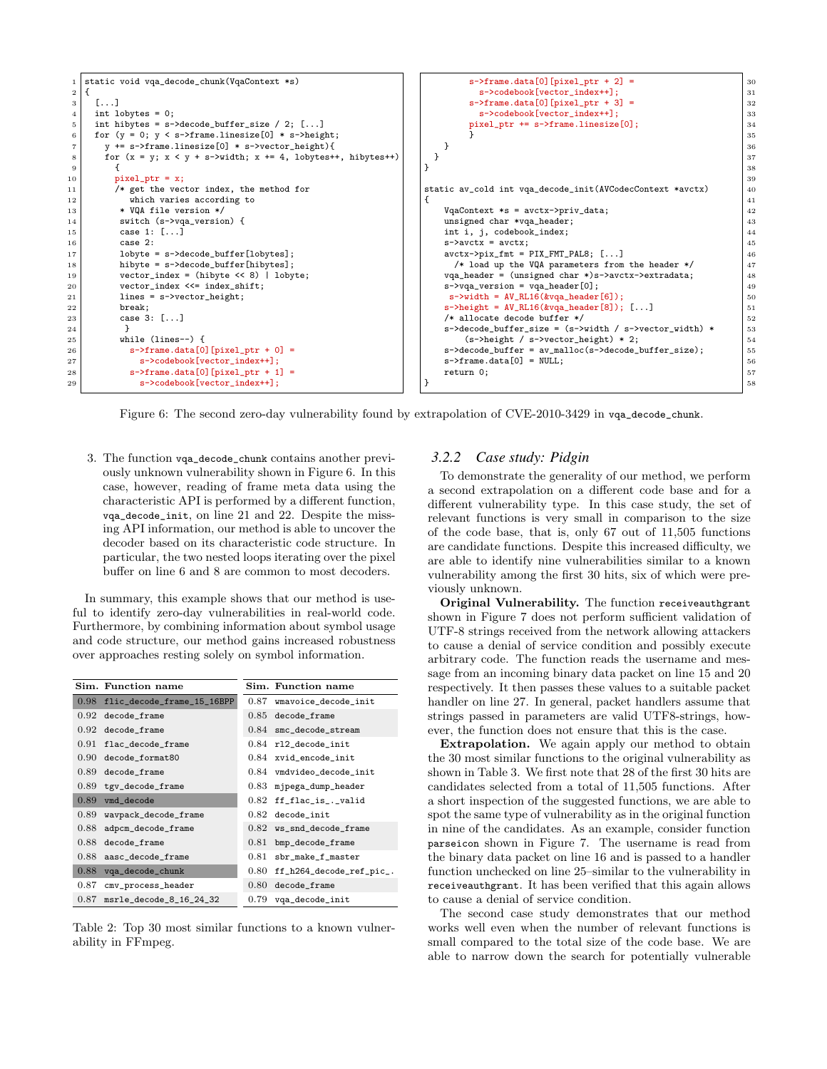```
static void vqa_decode_chunk(VqaContext *s)
{
  [...]
  int lobytes = 0;
  int hibytes = s->decode_buffer_size / 2; [...]
  for (y = 0; y < s->frame.linesize[0] * s->height;
    y += s->frame.linesize[0] * s->vector_height){
    for (x = y; x < y + s->width; x += 4, lobytes++, hibytes++)
      {
      pixel_ptr = x;
      /* get the vector index, the method for
         which varies according to
       * VQA file version */
       switch (s->vqa_version) {
       case 1: [...]
       case 2:
       lobyte = s->decode_buffer[lobytes];
       hibyte = s->decode_buffer[hibytes];
       vector_index = (hibyte << 8) | lobyte;
       vector_index <<= index_shift;
       lines = s->vector_height;
       break;
       case 3: [...]
        }
       while (lines--) {
         s->frame.data[0][pixel_ptr + 0] =
           s->codebook[vector_index++];
         s->frame.data[0][pixel_ptr + 1] =
           s->codebook[vector_index++];
         s->frame.data[0][pixel_ptr + 2] =
           s->codebook[vector_index++];
         s->frame.data[0][pixel_ptr + 3] =
           s->codebook[vector_index++];
         pixel_ptr += s->frame.linesize[0];
         }
    }
  }
}

static av_cold int vqa_decode_init(AVCodecContext *avctx)
{
    VqaContext *s = avctx->priv_data;
    unsigned char *vqa_header;
    int i, j, codebook_index;
    s->avctx = avctx;
    avctx->pix_fmt = PIX_FMT_PAL8; [...]
      /* load up the VQA parameters from the header */
    vqa_header = (unsigned char *)s->avctx->extradata;
    s->vqa_version = vqa_header[0];
     s->width = AV_RL16(&vqa_header[6]);
    s->height = AV_RL16(&vqa_header[8]); [...]
    /* allocate decode buffer */
    s->decode_buffer_size = (s->width / s->vector_width) *
        (s->height / s->vector_height) * 2;
    s->decode_buffer = av_malloc(s->decode_buffer_size);
    s->frame.data[0] = NULL;
    return 0;
}
```

Figure 6: The second zero-day vulnerability found by extrapolation of CVE-2010-3429 in `vqa_decode_chunk`.

3. The function `vqa_decode_chunk` contains another previously unknown vulnerability shown in Figure 6. In this case, however, reading of frame meta data using the characteristic API is performed by a different function, `vqa_decode_init`, on line 21 and 22. Despite the missing API information, our method is able to uncover the decoder based on its characteristic code structure. In particular, the two nested loops iterating over the pixel buffer on line 6 and 8 are common to most decoders.

In summary, this example shows that our method is useful to identify zero-day vulnerabilities in real-world code. Furthermore, by combining information about symbol usage and code structure, our method gains increased robustness over approaches resting solely on symbol information.

| Sim. | Function name | Sim. | Function name |
|---|---|---|---|
| 0.98 | flic_decode_frame_15_16BPP | 0.87 | wmavoice_decode_init |
| 0.92 | decode_frame | 0.85 | decode_frame |
| 0.92 | decode_frame | 0.84 | smc_decode_stream |
| 0.91 | flac_decode_frame | 0.84 | rl2_decode_init |
| 0.90 | decode_format80 | 0.84 | xvid_encode_init |
| 0.89 | decode_frame | 0.84 | vmdvideo_decode_init |
| 0.89 | tgv_decode_frame | 0.83 | mjpega_dump_header |
| 0.89 | vmd_decode | 0.82 | ff_flac_is_._valid |
| 0.89 | wavpack_decode_frame | 0.82 | decode_init |
| 0.88 | adpcm_decode_frame | 0.82 | ws_snd_decode_frame |
| 0.88 | decode_frame | 0.81 | bmp_decode_frame |
| 0.88 | aasc_decode_frame | 0.81 | sbr_make_f_master |
| 0.88 | vqa_decode_chunk | 0.80 | ff_h264_decode_ref_pic_. |
| 0.87 | cmv_process_header | 0.80 | decode_frame |
| 0.87 | msrle_decode_8_16_24_32 | 0.79 | vqa_decode_init |

Table 2: Top 30 most similar functions to a known vulnerability in FFmpeg.

### 3.2.2 *Case study: Pidgin*

To demonstrate the generality of our method, we perform a second extrapolation on a different code base and for a different vulnerability type. In this case study, the set of relevant functions is very small in comparison to the size of the code base, that is, only 67 out of 11,505 functions are candidate functions. Despite this increased difficulty, we are able to identify nine vulnerabilities similar to a known vulnerability among the first 30 hits, six of which were previously unknown.

**Original Vulnerability.** The function `receiveauthgrant` shown in Figure 7 does not perform sufficient validation of UTF-8 strings received from the network allowing attackers to cause a denial of service condition and possibly execute arbitrary code. The function reads the username and message from an incoming binary data packet on line 15 and 20 respectively. It then passes these values to a suitable packet handler on line 27. In general, packet handlers assume that strings passed in parameters are valid UTF8-strings, however, the function does not ensure that this is the case.

**Extrapolation.** We again apply our method to obtain the 30 most similar functions to the original vulnerability as shown in Table 3. We first note that 28 of the first 30 hits are candidates selected from a total of 11,505 functions. After a short inspection of the suggested functions, we are able to spot the same type of vulnerability as in the original function in nine of the candidates. As an example, consider function `parseicon` shown in Figure 7. The username is read from the binary data packet on line 16 and is passed to a handler function unchecked on line 25–similar to the vulnerability in `receiveauthgrant`. It has been verified that this again allows to cause a denial of service condition.

The second case study demonstrates that our method works well even when the number of relevant functions is small compared to the total size of the code base. We are able to narrow down the search for potentially vulnerable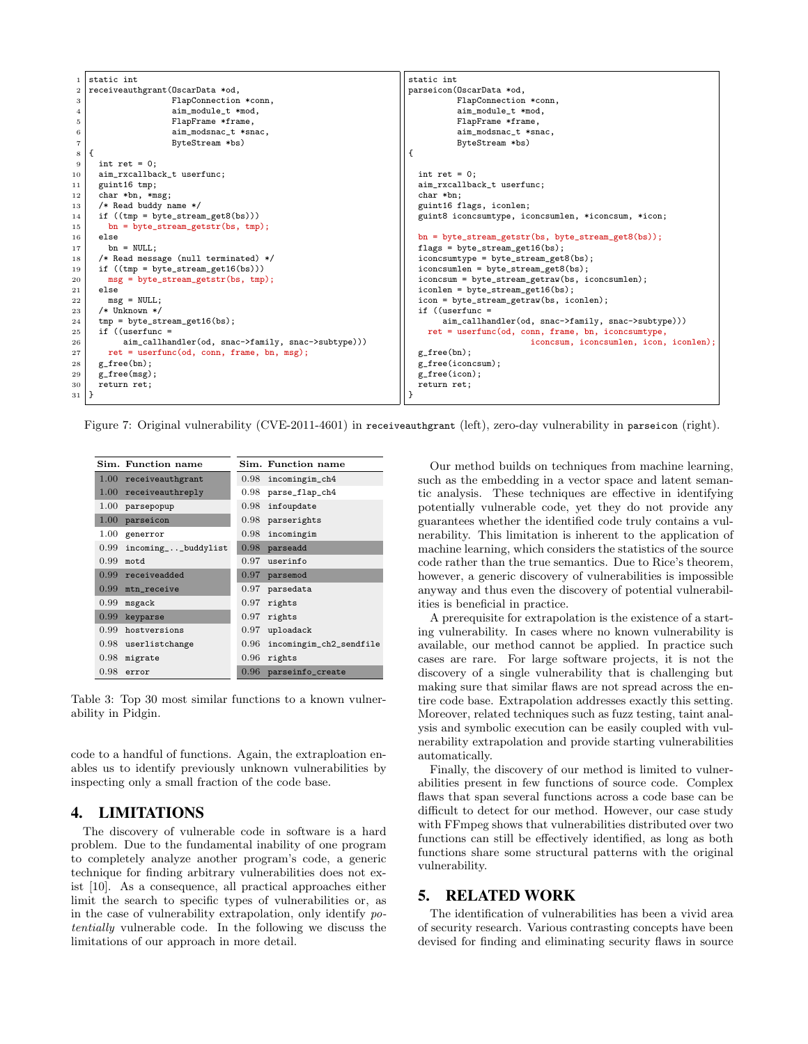```c
static int
receiveauthgrant(OscarData *od,
                 FlapConnection *conn,
                 aim_module_t *mod,
                 FlapFrame *frame,
                 aim_modsnac_t *snac,
                 ByteStream *bs)
{
  int ret = 0;
  aim_rxcallback_t userfunc;
  guint16 tmp;
  char *bn, *msg;
  /* Read buddy name */
  if ((tmp = byte_stream_get8(bs)))
    bn = byte_stream_getstr(bs, tmp);
  else
    bn = NULL;
  /* Read message (null terminated) */
  if ((tmp = byte_stream_get16(bs)))
    msg = byte_stream_getstr(bs, tmp);
  else
    msg = NULL;
  /* Unknown */
  tmp = byte_stream_get16(bs);
  if ((userfunc =
       aim_callhandler(od, snac->family, snac->subtype)))
    ret = userfunc(od, conn, frame, bn, msg);
  g_free(bn);
  g_free(msg);
  return ret;
}
```

```c
static int
parseicon(OscarData *od,
          FlapConnection *conn,
          aim_module_t *mod,
          FlapFrame *frame,
          aim_modsnac_t *snac,
          ByteStream *bs)
{

  int ret = 0;
  aim_rxcallback_t userfunc;
  char *bn;
  guint16 flags, iconlen;
  guint8 iconcsumtype, iconcsumlen, *iconcsum, *icon;

  bn = byte_stream_getstr(bs, byte_stream_get8(bs));
  flags = byte_stream_get16(bs);
  iconcsumtype = byte_stream_get8(bs);
  iconcsumlen = byte_stream_get8(bs);
  iconcsum = byte_stream_getraw(bs, iconcsumlen);
  iconlen = byte_stream_get16(bs);
  icon = byte_stream_getraw(bs, iconlen);
  if ((userfunc =
       aim_callhandler(od, snac->family, snac->subtype)))
    ret = userfunc(od, conn, frame, bn, iconcsumtype,
                   iconcsum, iconcsumlen, icon, iconlen);
  g_free(bn);
  g_free(iconcsum);
  g_free(icon);
  return ret;
}
```

Figure 7: Original vulnerability (CVE-2011-4601) in `receiveauthgrant` (left), zero-day vulnerability in `parseicon` (right).

| Sim. | Function name | Sim. | Function name |
|---|---|---|---|
| 1.00 | receiveauthgrant | 0.98 | incomingim_ch4 |
| 1.00 | receiveauthreply | 0.98 | parse_flap_ch4 |
| 1.00 | parsepopup | 0.98 | infoupdate |
| 1.00 | parseicon | 0.98 | parserights |
| 1.00 | generror | 0.98 | incomingim |
| 0.99 | incoming_..._buddylist | 0.98 | parseadd |
| 0.99 | motd | 0.97 | userinfo |
| 0.99 | receiveadded | 0.97 | parsemod |
| 0.99 | mtn_receive | 0.97 | parsedata |
| 0.99 | msgack | 0.97 | rights |
| 0.99 | keyparse | 0.97 | rights |
| 0.99 | hostversions | 0.97 | uploadack |
| 0.98 | userlistchange | 0.96 | incomingim_ch2_sendfile |
| 0.98 | migrate | 0.96 | rights |
| 0.98 | error | 0.96 | parseinfo_create |

Table 3: Top 30 most similar functions to a known vulnerability in Pidgin.

code to a handful of functions. Again, the extraploation enables us to identify previously unknown vulnerabilities by inspecting only a small fraction of the code base.

## 4. LIMITATIONS

The discovery of vulnerable code in software is a hard problem. Due to the fundamental inability of one program to completely analyze another program's code, a generic technique for finding arbitrary vulnerabilities does not exist [10]. As a consequence, all practical approaches either limit the search to specific types of vulnerabilities or, as in the case of vulnerability extrapolation, only identify *potentially* vulnerable code. In the following we discuss the limitations of our approach in more detail.

Our method builds on techniques from machine learning, such as the embedding in a vector space and latent semantic analysis. These techniques are effective in identifying potentially vulnerable code, yet they do not provide any guarantees whether the identified code truly contains a vulnerability. This limitation is inherent to the application of machine learning, which considers the statistics of the source code rather than the true semantics. Due to Rice's theorem, however, a generic discovery of vulnerabilities is impossible anyway and thus even the discovery of potential vulnerabilities is beneficial in practice.

A prerequisite for extrapolation is the existence of a starting vulnerability. In cases where no known vulnerability is available, our method cannot be applied. In practice such cases are rare. For large software projects, it is not the discovery of a single vulnerability that is challenging but making sure that similar flaws are not spread across the entire code base. Extrapolation addresses exactly this setting. Moreover, related techniques such as fuzz testing, taint analysis and symbolic execution can be easily coupled with vulnerability extrapolation and provide starting vulnerabilities automatically.

Finally, the discovery of our method is limited to vulnerabilities present in few functions of source code. Complex flaws that span several functions across a code base can be difficult to detect for our method. However, our case study with FFmpeg shows that vulnerabilities distributed over two functions can still be effectively identified, as long as both functions share some structural patterns with the original vulnerability.

## 5. RELATED WORK

The identification of vulnerabilities has been a vivid area of security research. Various contrasting concepts have been devised for finding and eliminating security flaws in source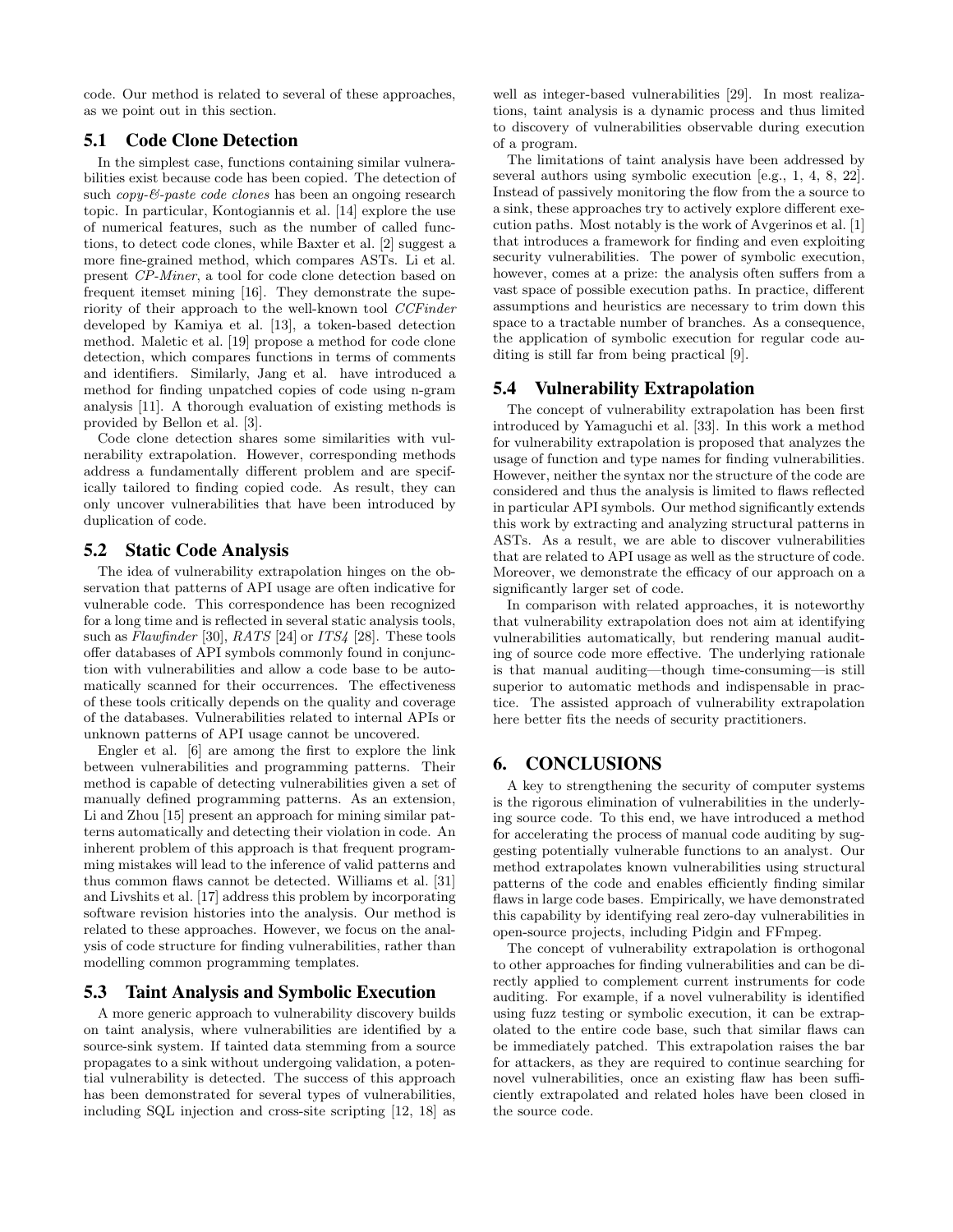code. Our method is related to several of these approaches, as we point out in this section.

### 5.1 Code Clone Detection

In the simplest case, functions containing similar vulnerabilities exist because code has been copied. The detection of such *copy-&-paste code clones* has been an ongoing research topic. In particular, Kontogiannis et al. [14] explore the use of numerical features, such as the number of called functions, to detect code clones, while Baxter et al. [2] suggest a more fine-grained method, which compares ASTs. Li et al. present *CP-Miner*, a tool for code clone detection based on frequent itemset mining [16]. They demonstrate the superiority of their approach to the well-known tool *CCFinder* developed by Kamiya et al. [13], a token-based detection method. Maletic et al. [19] propose a method for code clone detection, which compares functions in terms of comments and identifiers. Similarly, Jang et al. have introduced a method for finding unpatched copies of code using n-gram analysis [11]. A thorough evaluation of existing methods is provided by Bellon et al. [3].

Code clone detection shares some similarities with vulnerability extrapolation. However, corresponding methods address a fundamentally different problem and are specifically tailored to finding copied code. As result, they can only uncover vulnerabilities that have been introduced by duplication of code.

### 5.2 Static Code Analysis

The idea of vulnerability extrapolation hinges on the observation that patterns of API usage are often indicative for vulnerable code. This correspondence has been recognized for a long time and is reflected in several static analysis tools, such as *Flawfinder* [30], *RATS* [24] or *ITS4* [28]. These tools offer databases of API symbols commonly found in conjunction with vulnerabilities and allow a code base to be automatically scanned for their occurrences. The effectiveness of these tools critically depends on the quality and coverage of the databases. Vulnerabilities related to internal APIs or unknown patterns of API usage cannot be uncovered.

Engler et al. [6] are among the first to explore the link between vulnerabilities and programming patterns. Their method is capable of detecting vulnerabilities given a set of manually defined programming patterns. As an extension, Li and Zhou [15] present an approach for mining similar patterns automatically and detecting their violation in code. An inherent problem of this approach is that frequent programming mistakes will lead to the inference of valid patterns and thus common flaws cannot be detected. Williams et al. [31] and Livshits et al. [17] address this problem by incorporating software revision histories into the analysis. Our method is related to these approaches. However, we focus on the analysis of code structure for finding vulnerabilities, rather than modelling common programming templates.

### 5.3 Taint Analysis and Symbolic Execution

A more generic approach to vulnerability discovery builds on taint analysis, where vulnerabilities are identified by a source-sink system. If tainted data stemming from a source propagates to a sink without undergoing validation, a potential vulnerability is detected. The success of this approach has been demonstrated for several types of vulnerabilities, including SQL injection and cross-site scripting [12, 18] as well as integer-based vulnerabilities [29]. In most realizations, taint analysis is a dynamic process and thus limited to discovery of vulnerabilities observable during execution of a program.

The limitations of taint analysis have been addressed by several authors using symbolic execution [e.g., 1, 4, 8, 22]. Instead of passively monitoring the flow from the a source to a sink, these approaches try to actively explore different execution paths. Most notably is the work of Avgerinos et al. [1] that introduces a framework for finding and even exploiting security vulnerabilities. The power of symbolic execution, however, comes at a prize: the analysis often suffers from a vast space of possible execution paths. In practice, different assumptions and heuristics are necessary to trim down this space to a tractable number of branches. As a consequence, the application of symbolic execution for regular code auditing is still far from being practical [9].

### 5.4 Vulnerability Extrapolation

The concept of vulnerability extrapolation has been first introduced by Yamaguchi et al. [33]. In this work a method for vulnerability extrapolation is proposed that analyzes the usage of function and type names for finding vulnerabilities. However, neither the syntax nor the structure of the code are considered and thus the analysis is limited to flaws reflected in particular API symbols. Our method significantly extends this work by extracting and analyzing structural patterns in ASTs. As a result, we are able to discover vulnerabilities that are related to API usage as well as the structure of code. Moreover, we demonstrate the efficacy of our approach on a significantly larger set of code.

In comparison with related approaches, it is noteworthy that vulnerability extrapolation does not aim at identifying vulnerabilities automatically, but rendering manual auditing of source code more effective. The underlying rationale is that manual auditing—though time-consuming—is still superior to automatic methods and indispensable in practice. The assisted approach of vulnerability extrapolation here better fits the needs of security practitioners.

## 6. CONCLUSIONS

A key to strengthening the security of computer systems is the rigorous elimination of vulnerabilities in the underlying source code. To this end, we have introduced a method for accelerating the process of manual code auditing by suggesting potentially vulnerable functions to an analyst. Our method extrapolates known vulnerabilities using structural patterns of the code and enables efficiently finding similar flaws in large code bases. Empirically, we have demonstrated this capability by identifying real zero-day vulnerabilities in open-source projects, including Pidgin and FFmpeg.

The concept of vulnerability extrapolation is orthogonal to other approaches for finding vulnerabilities and can be directly applied to complement current instruments for code auditing. For example, if a novel vulnerability is identified using fuzz testing or symbolic execution, it can be extrapolated to the entire code base, such that similar flaws can be immediately patched. This extrapolation raises the bar for attackers, as they are required to continue searching for novel vulnerabilities, once an existing flaw has been sufficiently extrapolated and related holes have been closed in the source code.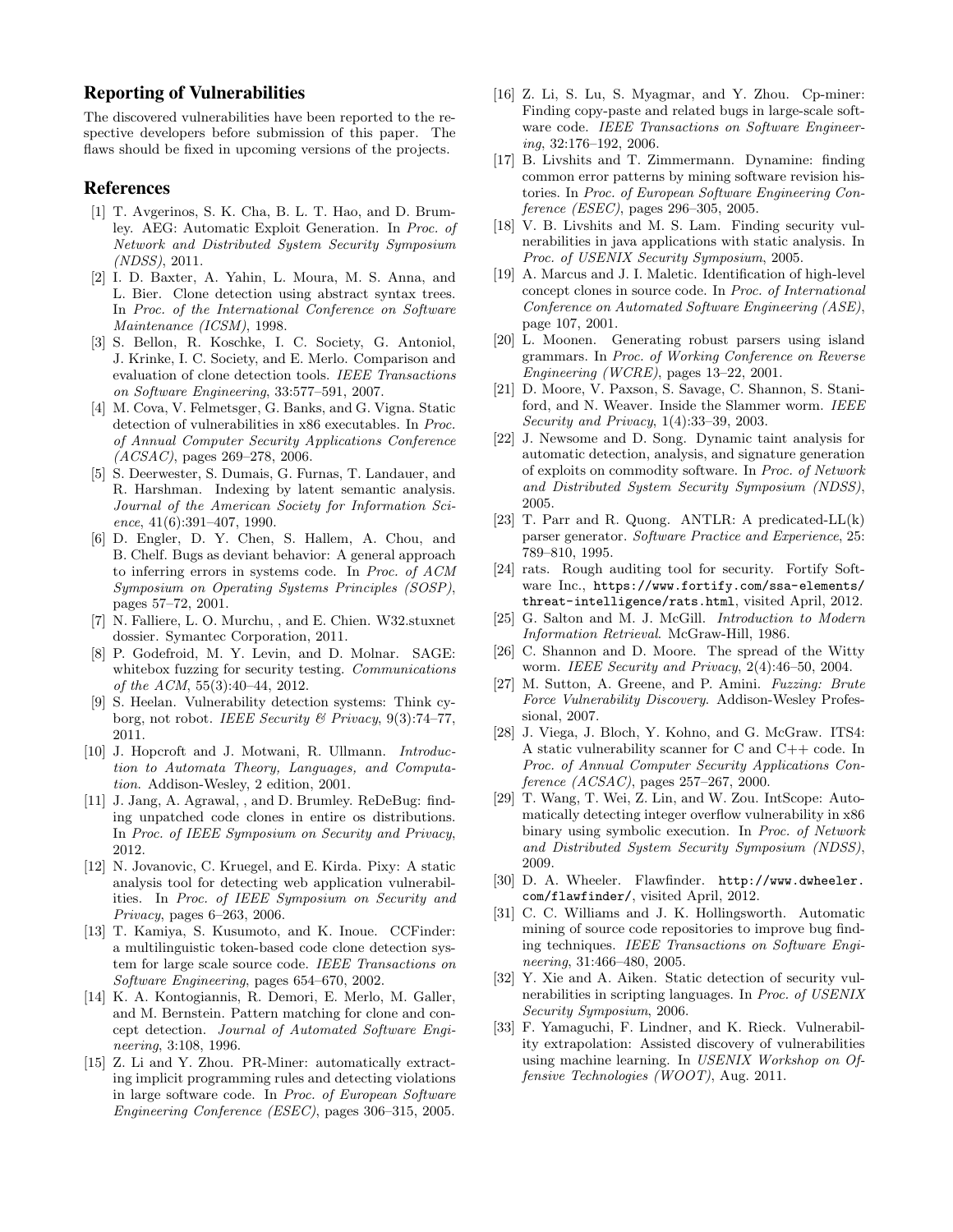## Reporting of Vulnerabilities

The discovered vulnerabilities have been reported to the respective developers before submission of this paper. The flaws should be fixed in upcoming versions of the projects.

## References

[1] T. Avgerinos, S. K. Cha, B. L. T. Hao, and D. Brumley. AEG: Automatic Exploit Generation. In *Proc. of Network and Distributed System Security Symposium (NDSS)*, 2011.

[2] I. D. Baxter, A. Yahin, L. Moura, M. S. Anna, and L. Bier. Clone detection using abstract syntax trees. In *Proc. of the International Conference on Software Maintenance (ICSM)*, 1998.

[3] S. Bellon, R. Koschke, I. C. Society, G. Antoniol, J. Krinke, I. C. Society, and E. Merlo. Comparison and evaluation of clone detection tools. *IEEE Transactions on Software Engineering*, 33:577–591, 2007.

[4] M. Cova, V. Felmetsger, G. Banks, and G. Vigna. Static detection of vulnerabilities in x86 executables. In *Proc. of Annual Computer Security Applications Conference (ACSAC)*, pages 269–278, 2006.

[5] S. Deerwester, S. Dumais, G. Furnas, T. Landauer, and R. Harshman. Indexing by latent semantic analysis. *Journal of the American Society for Information Science*, 41(6):391–407, 1990.

[6] D. Engler, D. Y. Chen, S. Hallem, A. Chou, and B. Chelf. Bugs as deviant behavior: A general approach to inferring errors in systems code. In *Proc. of ACM Symposium on Operating Systems Principles (SOSP)*, pages 57–72, 2001.

[7] N. Falliere, L. O. Murchu, , and E. Chien. W32.stuxnet dossier. Symantec Corporation, 2011.

[8] P. Godefroid, M. Y. Levin, and D. Molnar. SAGE: whitebox fuzzing for security testing. *Communications of the ACM*, 55(3):40–44, 2012.

[9] S. Heelan. Vulnerability detection systems: Think cyborg, not robot. *IEEE Security & Privacy*, 9(3):74–77, 2011.

[10] J. Hopcroft and J. Motwani, R. Ullmann. *Introduction to Automata Theory, Languages, and Computation*. Addison-Wesley, 2 edition, 2001.

[11] J. Jang, A. Agrawal, , and D. Brumley. ReDeBug: finding unpatched code clones in entire os distributions. In *Proc. of IEEE Symposium on Security and Privacy*, 2012.

[12] N. Jovanovic, C. Kruegel, and E. Kirda. Pixy: A static analysis tool for detecting web application vulnerabilities. In *Proc. of IEEE Symposium on Security and Privacy*, pages 6–263, 2006.

[13] T. Kamiya, S. Kusumoto, and K. Inoue. CCFinder: a multilinguistic token-based code clone detection system for large scale source code. *IEEE Transactions on Software Engineering*, pages 654–670, 2002.

[14] K. A. Kontogiannis, R. Demori, E. Merlo, M. Galler, and M. Bernstein. Pattern matching for clone and concept detection. *Journal of Automated Software Engineering*, 3:108, 1996.

[15] Z. Li and Y. Zhou. PR-Miner: automatically extracting implicit programming rules and detecting violations in large software code. In *Proc. of European Software Engineering Conference (ESEC)*, pages 306–315, 2005.

[16] Z. Li, S. Lu, S. Myagmar, and Y. Zhou. Cp-miner: Finding copy-paste and related bugs in large-scale software code. *IEEE Transactions on Software Engineering*, 32:176–192, 2006.

[17] B. Livshits and T. Zimmermann. Dynamine: finding common error patterns by mining software revision histories. In *Proc. of European Software Engineering Conference (ESEC)*, pages 296–305, 2005.

[18] V. B. Livshits and M. S. Lam. Finding security vulnerabilities in java applications with static analysis. In *Proc. of USENIX Security Symposium*, 2005.

[19] A. Marcus and J. I. Maletic. Identification of high-level concept clones in source code. In *Proc. of International Conference on Automated Software Engineering (ASE)*, page 107, 2001.

[20] L. Moonen. Generating robust parsers using island grammars. In *Proc. of Working Conference on Reverse Engineering (WCRE)*, pages 13–22, 2001.

[21] D. Moore, V. Paxson, S. Savage, C. Shannon, S. Staniford, and N. Weaver. Inside the Slammer worm. *IEEE Security and Privacy*, 1(4):33–39, 2003.

[22] J. Newsome and D. Song. Dynamic taint analysis for automatic detection, analysis, and signature generation of exploits on commodity software. In *Proc. of Network and Distributed System Security Symposium (NDSS)*, 2005.

[23] T. Parr and R. Quong. ANTLR: A predicated-LL(k) parser generator. *Software Practice and Experience*, 25: 789–810, 1995.

[24] rats. Rough auditing tool for security. Fortify Software Inc., `https://www.fortify.com/ssa-elements/threat-intelligence/rats.html`, visited April, 2012.

[25] G. Salton and M. J. McGill. *Introduction to Modern Information Retrieval*. McGraw-Hill, 1986.

[26] C. Shannon and D. Moore. The spread of the Witty worm. *IEEE Security and Privacy*, 2(4):46–50, 2004.

[27] M. Sutton, A. Greene, and P. Amini. *Fuzzing: Brute Force Vulnerability Discovery*. Addison-Wesley Professional, 2007.

[28] J. Viega, J. Bloch, Y. Kohno, and G. McGraw. ITS4: A static vulnerability scanner for C and C++ code. In *Proc. of Annual Computer Security Applications Conference (ACSAC)*, pages 257–267, 2000.

[29] T. Wang, T. Wei, Z. Lin, and W. Zou. IntScope: Automatically detecting integer overflow vulnerability in x86 binary using symbolic execution. In *Proc. of Network and Distributed System Security Symposium (NDSS)*, 2009.

[30] D. A. Wheeler. Flawfinder. `http://www.dwheeler.com/flawfinder/`, visited April, 2012.

[31] C. C. Williams and J. K. Hollingsworth. Automatic mining of source code repositories to improve bug finding techniques. *IEEE Transactions on Software Engineering*, 31:466–480, 2005.

[32] Y. Xie and A. Aiken. Static detection of security vulnerabilities in scripting languages. In *Proc. of USENIX Security Symposium*, 2006.

[33] F. Yamaguchi, F. Lindner, and K. Rieck. Vulnerability extrapolation: Assisted discovery of vulnerabilities using machine learning. In *USENIX Workshop on Offensive Technologies (WOOT)*, Aug. 2011.